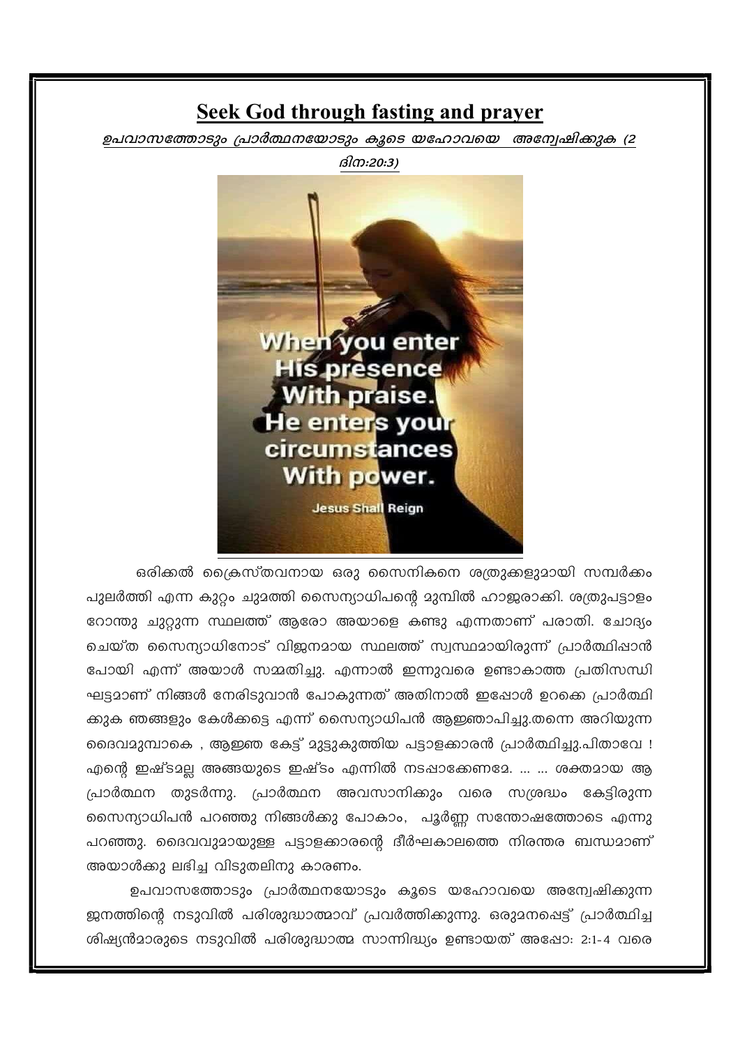# Seek God through fasting and prayer

***ഉപവാസത്തോടും പ്രാർത്ഥനയോടും കൂടെ യഹോവയെ അന്വേഷിക്കുക (2 ദിന:20:3)***

ഒരിക്കൽ ക്രൈസ്തവനായ ഒരു സൈനികനെ ശത്രുക്കളുമായി സമ്പർക്കം പുലർത്തി എന്ന കുറ്റം ചുമത്തി സൈന്യാധിപന്റെ മുമ്പിൽ ഹാജരാക്കി. ശത്രുപട്ടാളം റോന്തു ചുറ്റുന്ന സ്ഥലത്ത് ആരോ അയാളെ കണ്ടു എന്നതാണ് പരാതി. ചോദ്യം ചെയ്ത സൈന്യാധിനോട് വിജനമായ സ്ഥലത്ത് സ്വസ്ഥമായിരുന്ന് പ്രാർത്ഥിപ്പാൻ പോയി എന്ന് അയാൾ സമ്മതിച്ചു. എന്നാൽ ഇന്നുവരെ ഉണ്ടാകാത്ത പ്രതിസന്ധി ഘട്ടമാണ് നിങ്ങൾ നേരിടുവാൻ പോകുന്നത് അതിനാൽ ഇപ്പോൾ ഉറക്കെ പ്രാർത്ഥിക്കുക ഞങ്ങളും കേൾക്കട്ടെ എന്ന് സൈന്യാധിപൻ ആജ്ഞാപിച്ചു.തന്നെ അറിയുന്ന ദൈവമുമ്പാകെ , ആജ്ഞ കേട്ട് മുട്ടുകുത്തിയ പട്ടാളക്കാരൻ പ്രാർത്ഥിച്ചു.പിതാവേ ! എന്റെ ഇഷ്ടമല്ല അങ്ങയുടെ ഇഷ്ടം എന്നിൽ നടപ്പാക്കേണമേ. ... ... ശക്തമായ ആ പ്രാർത്ഥന തുടർന്നു. പ്രാർത്ഥന അവസാനിക്കും വരെ സശ്രദ്ധം കേട്ടിരുന്ന സൈന്യാധിപൻ പറഞ്ഞു നിങ്ങൾക്കു പോകാം, പൂർണ്ണ സന്തോഷത്തോടെ എന്നു പറഞ്ഞു. ദൈവവുമായുള്ള പട്ടാളക്കാരന്റെ ദീർഘകാലത്തെ നിരന്തര ബന്ധമാണ് അയാൾക്കു ലഭിച്ച വിടുതലിനു കാരണം.

ഉപവാസത്തോടും പ്രാർത്ഥനയോടും കൂടെ യഹോവയെ അന്വേഷിക്കുന്ന ജനത്തിന്റെ നടുവിൽ പരിശുദ്ധാത്മാവ് പ്രവർത്തിക്കുന്നു. ഒരുമനപ്പെട്ട് പ്രാർത്ഥിച്ച ശിഷ്യൻമാരുടെ നടുവിൽ പരിശുദ്ധാത്മ സാന്നിദ്ധ്യം ഉണ്ടായത് അപ്പോ: 2:1-4 വരെ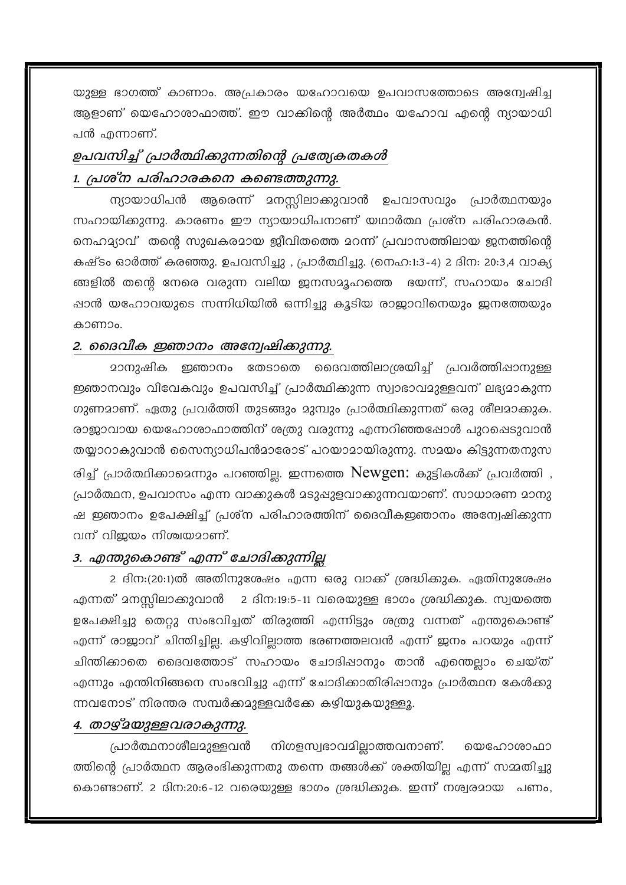യുള്ള ഭാഗത്ത് കാണാം. അപ്രകാരം യഹോവയെ ഉപവാസത്തോടെ അന്വേഷിച്ച ആളാണ് യെഹോശാഫാത്ത്. ഈ വാക്കിന്റെ അർത്ഥം യഹോവ എന്റെ ന്യായാധിപൻ എന്നാണ്.

## *ഉപവസിച്ച് പ്രാർത്ഥിക്കുന്നതിന്റെ പ്രത്യേകതകൾ*

### *1. പ്രശ്ന പരിഹാരകനെ കണ്ടെത്തുന്നു.*

ന്യായാധിപൻ ആരെന്ന് മനസ്സിലാക്കുവാൻ ഉപവാസവും പ്രാർത്ഥനയും സഹായിക്കുന്നു. കാരണം ഈ ന്യായാധിപനാണ് യഥാർത്ഥ പ്രശ്ന പരിഹാരകൻ. നെഹമ്യാവ് തന്റെ സുഖകരമായ ജീവിതത്തെ മറന്ന് പ്രവാസത്തിലായ ജനത്തിന്റെ കഷ്ടം ഓർത്ത് കരഞ്ഞു. ഉപവസിച്ചു , പ്രാർത്ഥിച്ചു. (നെഹ:1:3-4) 2 ദിന: 20:3,4 വാക്യങ്ങളിൽ തന്റെ നേരെ വരുന്ന വലിയ ജനസമൂഹത്തെ ഭയന്ന്, സഹായം ചോദിപ്പാൻ യഹോവയുടെ സന്നിധിയിൽ ഒന്നിച്ചു കൂടിയ രാജാവിനെയും ജനത്തേയും കാണാം.

### *2. ദൈവീക ജ്ഞാനം അന്വേഷിക്കുന്നു.*

മാനുഷിക ജ്ഞാനം തേടാതെ ദൈവത്തിലാശ്രയിച്ച് പ്രവർത്തിപ്പാനുള്ള ജ്ഞാനവും വിവേകവും ഉപവസിച്ച് പ്രാർത്ഥിക്കുന്ന സ്വാഭാവമുള്ളവന് ലഭ്യമാകുന്ന ഗുണമാണ്. ഏതു പ്രവർത്തി തുടങ്ങും മുമ്പും പ്രാർത്ഥിക്കുന്നത് ഒരു ശീലമാക്കുക. രാജാവായ യെഹോശാഫാത്തിന് ശത്രു വരുന്നു എന്നറിഞ്ഞപ്പോൾ പുറപ്പെടുവാൻ തയ്യാറാകുവാൻ സൈന്യാധിപൻമാരോട് പറയാമായിരുന്നു. സമയം കിട്ടുന്നതനുസരിച്ച് പ്രാർത്ഥിക്കാമെന്നും പറഞ്ഞില്ല. ഇന്നത്തെ Newgen: കുട്ടികൾക്ക് പ്രവർത്തി , പ്രാർത്ഥന, ഉപവാസം എന്ന വാക്കുകൾ മടുപ്പുളവാക്കുന്നവയാണ്. സാധാരണ മാനുഷ ജ്ഞാനം ഉപേക്ഷിച്ച് പ്രശ്ന പരിഹാരത്തിന് ദൈവീകജ്ഞാനം അന്വേഷിക്കുന്നവന് വിജയം നിശ്ചയമാണ്.

### *3. എന്തുകൊണ്ട് എന്ന് ചോദിക്കുന്നില്ല*

2 ദിന:(20:1)ൽ അതിനുശേഷം എന്ന ഒരു വാക്ക് ശ്രദ്ധിക്കുക. ഏതിനുശേഷം എന്നത് മനസ്സിലാക്കുവാൻ 2 ദിന:19:5-11 വരെയുള്ള ഭാഗം ശ്രദ്ധിക്കുക. സ്വയത്തെ ഉപേക്ഷിച്ചു തെറ്റു സംഭവിച്ചത് തിരുത്തി എന്നിട്ടും ശത്രു വന്നത് എന്തുകൊണ്ട് എന്ന് രാജാവ് ചിന്തിച്ചില്ല. കഴിവില്ലാത്ത ഭരണത്തലവൻ എന്ന് ജനം പറയും എന്ന് ചിന്തിക്കാതെ ദൈവത്തോട് സഹായം ചോദിപ്പാനും താൻ എന്തെല്ലാം ചെയ്ത് എന്നും എന്തിനിങ്ങനെ സംഭവിച്ചു എന്ന് ചോദിക്കാതിരിപ്പാനും പ്രാർത്ഥന കേൾക്കുന്നവനോട് നിരന്തര സമ്പർക്കമുള്ളവർക്കേ കഴിയുകയുള്ളൂ.

### *4. താഴ്മയുള്ളവരാകുന്നു.*

പ്രാർത്ഥനാശീലമുള്ളവൻ നിഗളസ്വഭാവമില്ലാത്തവനാണ്. യെഹോശാഫാത്തിന്റെ പ്രാർത്ഥന ആരംഭിക്കുന്നതു തന്നെ തങ്ങൾക്ക് ശക്തിയില്ല എന്ന് സമ്മതിച്ചുകൊണ്ടാണ്. 2 ദിന:20:6-12 വരെയുള്ള ഭാഗം ശ്രദ്ധിക്കുക. ഇന്ന് നശ്വരമായ പണം,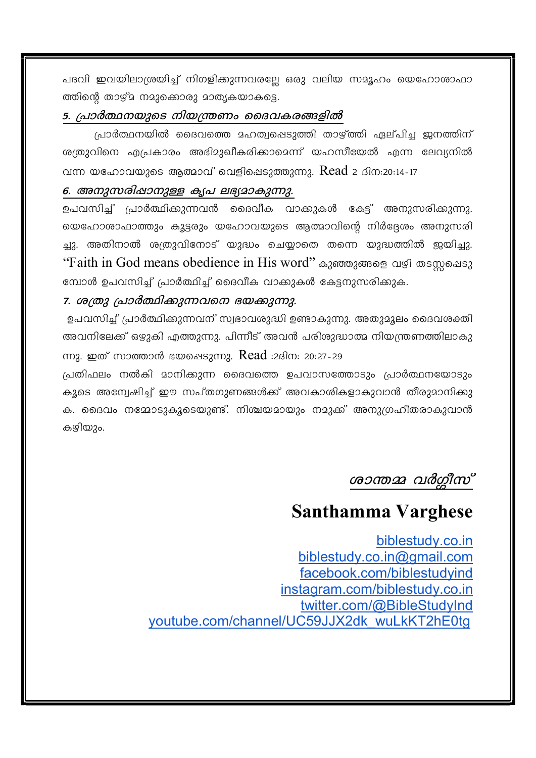പദവി ഇവയിലാശ്രയിച്ച് നിഗളിക്കുന്നവരല്ലേ ഒരു വലിയ സമൂഹം യെഹോശാഫാത്തിന്റെ താഴ്മ നമുക്കൊരു മാതൃകയാകട്ടെ.

### *5. പ്രാർത്ഥനയുടെ നിയന്ത്രണം ദൈവകരങ്ങളിൽ*

പ്രാർത്ഥനയിൽ ദൈവത്തെ മഹത്വപ്പെടുത്തി താഴ്ത്തി ഏല്പിച്ച ജനത്തിന് ശത്രുവിനെ എപ്രകാരം അഭിമുഖീകരിക്കാമെന്ന് യഹസീയേൽ എന്ന ലേവ്യനിൽ വന്ന യഹോവയുടെ ആത്മാവ് വെളിപ്പെടുത്തുന്നു. Read 2 ദിന:20:14-17

### *6. അനുസരിപ്പാനുള്ള കൃപ ലഭ്യമാകുന്നു.*

ഉപവസിച്ച് പ്രാർത്ഥിക്കുന്നവൻ ദൈവീക വാക്കുകൾ കേട്ട് അനുസരിക്കുന്നു. യെഹോശാഫാത്തും കൂട്ടരും യഹോവയുടെ ആത്മാവിന്റെ നിർദ്ദേശം അനുസരിച്ചു. അതിനാൽ ശത്രുവിനോട് യുദ്ധം ചെയ്യാതെ തന്നെ യുദ്ധത്തിൽ ജയിച്ചു. "Faith in God means obedience in His word" കുഞ്ഞുങ്ങളെ വഴി തടസ്സപ്പെടുമ്പോൾ ഉപവസിച്ച് പ്രാർത്ഥിച്ച് ദൈവീക വാക്കുകൾ കേട്ടനുസരിക്കുക.

### *7. ശത്രു പ്രാർത്ഥിക്കുന്നവനെ ഭയക്കുന്നു.*

ഉപവസിച്ച് പ്രാർത്ഥിക്കുന്നവന് സ്വഭാവശുദ്ധി ഉണ്ടാകുന്നു. അതുമൂലം ദൈവശക്തി അവനിലേക്ക് ഒഴുകി എത്തുന്നു. പിന്നീട് അവൻ പരിശുദ്ധാത്മ നിയന്ത്രണത്തിലാകുന്നു. ഇത് സാത്താൻ ഭയപ്പെടുന്നു. Read :2ദിന: 20:27-29

പ്രതിഫലം നൽകി മാനിക്കുന്ന ദൈവത്തെ ഉപവാസത്തോടും പ്രാർത്ഥനയോടും കൂടെ അന്വേഷിച്ച് ഈ സപ്തഗുണങ്ങൾക്ക് അവകാശികളാകുവാൻ തീരുമാനിക്കുക. ദൈവം നമ്മോടുകൂടെയുണ്ട്. നിശ്ചയമായും നമുക്ക് അനുഗ്രഹീതരാകുവാൻ കഴിയും.

*ശാന്തമ്മ വർഗ്ഗീസ്*

**Santhamma Varghese**

biblestudy.co.in
biblestudy.co.in@gmail.com
facebook.com/biblestudyind
instagram.com/biblestudy.co.in
twitter.com/@BibleStudyInd
youtube.com/channel/UC59JJX2dk_wuLkKT2hE0tg